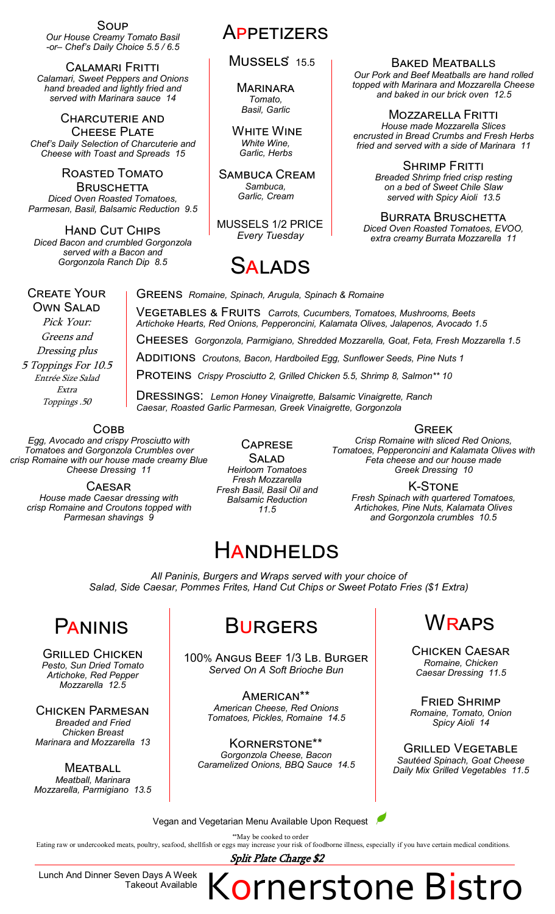# Appetizers

### Soup
*Our House Creamy Tomato Basil -or– Chef's Daily Choice 5.5 / 6.5*

### Calamari Fritti
*Calamari, Sweet Peppers and Onions hand breaded and lightly fried and served with Marinara sauce 14*

### Charcuterie and Cheese Plate
*Chef's Daily Selection of Charcuterie and Cheese with Toast and Spreads 15*

### Roasted Tomato Bruschetta
*Diced Oven Roasted Tomatoes, Parmesan, Basil, Balsamic Reduction 9.5*

### Hand Cut Chips
*Diced Bacon and crumbled Gorgonzola served with a Bacon and Gorgonzola Ranch Dip 8.5*

### Mussels* 15.5

**Marinara**
*Tomato, Basil, Garlic*

**White Wine**
*White Wine, Garlic, Herbs*

**Sambuca Cream**
*Sambuca, Garlic, Cream*

MUSSELS 1/2 PRICE
*Every Tuesday*

### Baked Meatballs
*Our Pork and Beef Meatballs are hand rolled topped with Marinara and Mozzarella Cheese and baked in our brick oven 12.5*

### Mozzarella Fritti
*House made Mozzarella Slices encrusted in Bread Crumbs and Fresh Herbs fried and served with a side of Marinara 11*

### Shrimp Fritti
*Breaded Shrimp fried crisp resting on a bed of Sweet Chile Slaw served with Spicy Aioli 13.5*

### Burrata Bruschetta
*Diced Oven Roasted Tomatoes, EVOO, extra creamy Burrata Mozzarella 11*

# Salads

### Create Your Own Salad
*Pick Your: Greens and Dressing plus 5 Toppings For 10.5*
*Entrée Size Salad*
*Extra Toppings .50*

**Greens** *Romaine, Spinach, Arugula, Spinach & Romaine*

**Vegetables & Fruits** *Carrots, Cucumbers, Tomatoes, Mushrooms, Beets Artichoke Hearts, Red Onions, Pepperoncini, Kalamata Olives, Jalapenos, Avocado 1.5*

**Cheeses** *Gorgonzola, Parmigiano, Shredded Mozzarella, Goat, Feta, Fresh Mozzarella 1.5*

**Additions** *Croutons, Bacon, Hardboiled Egg, Sunflower Seeds, Pine Nuts 1*

**Proteins** *Crispy Prosciutto 2, Grilled Chicken 5.5, Shrimp 8, Salmon** 10*

**Dressings:** *Lemon Honey Vinaigrette, Balsamic Vinaigrette, Ranch Caesar, Roasted Garlic Parmesan, Greek Vinaigrette, Gorgonzola*

### Cobb
*Egg, Avocado and crispy Prosciutto with Tomatoes and Gorgonzola Crumbles over crisp Romaine with our house made creamy Blue Cheese Dressing 11*

### Caesar
*House made Caesar dressing with crisp Romaine and Croutons topped with Parmesan shavings 9*

### Caprese Salad
*Heirloom Tomatoes Fresh Mozzarella Fresh Basil, Basil Oil and Balsamic Reduction 11.5*

### Greek
*Crisp Romaine with sliced Red Onions, Tomatoes, Pepperoncini and Kalamata Olives with Feta cheese and our house made Greek Dressing 10*

### K-Stone
*Fresh Spinach with quartered Tomatoes, Artichokes, Pine Nuts, Kalamata Olives and Gorgonzola crumbles 10.5*

# Handhelds

*All Paninis, Burgers and Wraps served with your choice of Salad, Side Caesar, Pommes Frites, Hand Cut Chips or Sweet Potato Fries ($1 Extra)*

## Paninis

### Grilled Chicken
*Pesto, Sun Dried Tomato Artichoke, Red Pepper Mozzarella 12.5*

### Chicken Parmesan
*Breaded and Fried Chicken Breast Marinara and Mozzarella 13*

### Meatball
*Meatball, Marinara Mozzarella, Parmigiano 13.5*

## Burgers

**100% Angus Beef 1/3 Lb. Burger**
*Served On A Soft Brioche Bun*

### American**
*American Cheese, Red Onions Tomatoes, Pickles, Romaine 14.5*

### Kornerstone**
*Gorgonzola Cheese, Bacon Caramelized Onions, BBQ Sauce 14.5*

## Wraps

### Chicken Caesar
*Romaine, Chicken Caesar Dressing 11.5*

### Fried Shrimp
*Romaine, Tomato, Onion Spicy Aioli 14*

### Grilled Vegetable
*Sautéed Spinach, Goat Cheese Daily Mix Grilled Vegetables 11.5*

Vegan and Vegetarian Menu Available Upon Request

**May be cooked to order
Eating raw or undercooked meats, poultry, seafood, shellfish or eggs may increase your risk of foodborne illness, especially if you have certain medical conditions.

*Split Plate Charge $2*

Lunch And Dinner Seven Days A Week
Takeout Available

# Kornerstone Bistro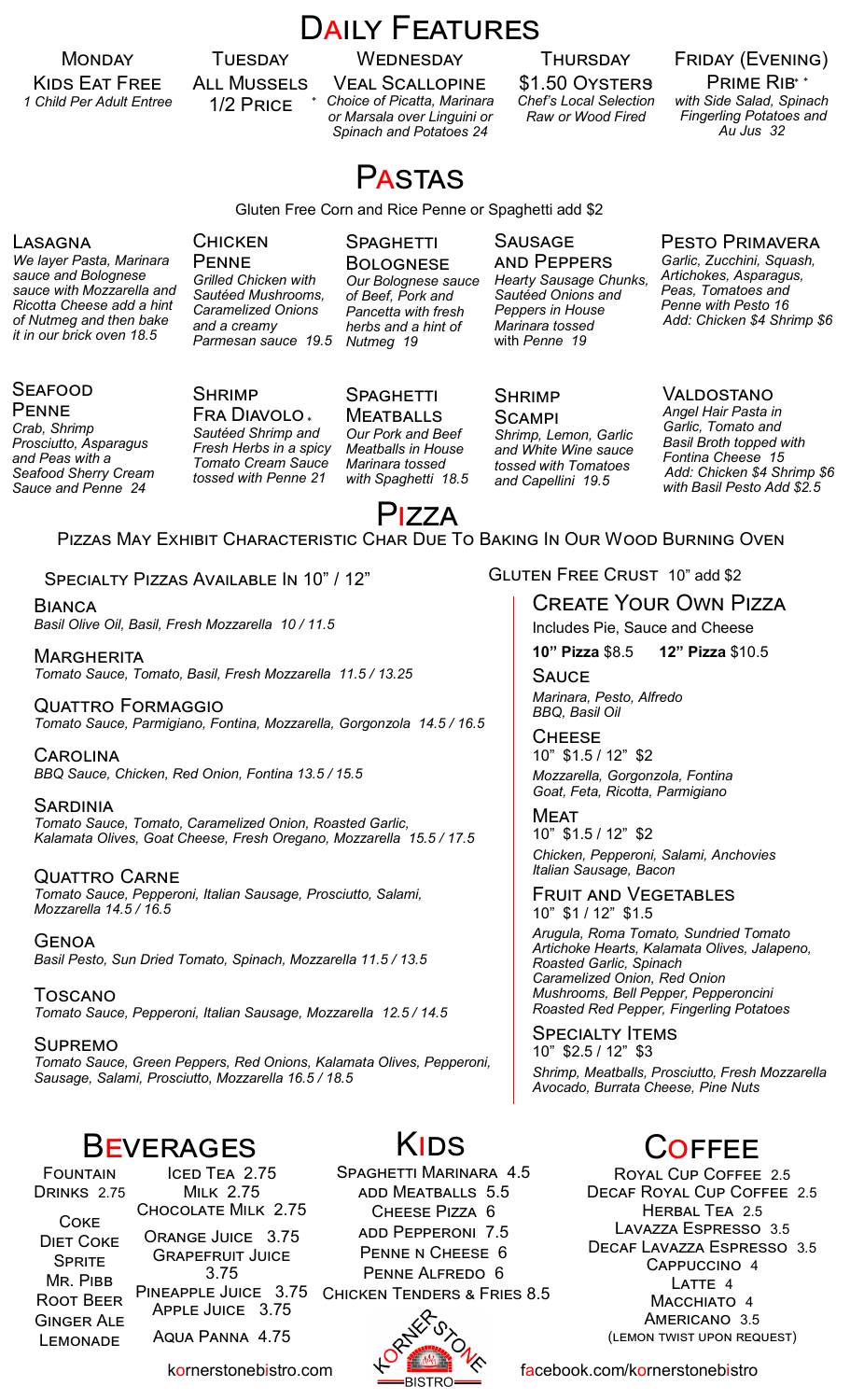# Daily Features

**Monday**
Kids Eat Free
*1 Child Per Adult Entree*

**Tuesday**
All Mussels
1/2 Price

**Wednesday**
Veal Scallopine *
*Choice of Picatta, Marinara or Marsala over Linguini or Spinach and Potatoes 24*

**Thursday**
$1.50 Oysters
*Chef's Local Selection*
*Raw or Wood Fired*

**Friday (Evening)**
Prime Rib* *
*with Side Salad, Spinach Fingerling Potatoes and Au Jus 32*

# Pastas

Gluten Free Corn and Rice Penne or Spaghetti add $2

**Lasagna**
*We layer Pasta, Marinara sauce and Bolognese sauce with Mozzarella and Ricotta Cheese add a hint of Nutmeg and then bake it in our brick oven 18.5*

**Chicken Penne**
*Grilled Chicken with Sautéed Mushrooms, Caramelized Onions and a creamy Parmesan sauce 19.5*

**Spaghetti Bolognese**
*Our Bolognese sauce of Beef, Pork and Pancetta with fresh herbs and a hint of Nutmeg 19*

**Sausage and Peppers**
*Hearty Sausage Chunks, Sautéed Onions and Peppers in House Marinara tossed with Penne 19*

**Pesto Primavera**
*Garlic, Zucchini, Squash, Artichokes, Asparagus, Peas, Tomatoes and Penne with Pesto 16*
*Add: Chicken $4 Shrimp $6*

**Seafood Penne**
*Crab, Shrimp Prosciutto, Asparagus and Peas with a Seafood Sherry Cream Sauce and Penne 24*

**Shrimp Fra Diavolo** *
*Sautéed Shrimp and Fresh Herbs in a spicy Tomato Cream Sauce tossed with Penne 21*

**Spaghetti Meatballs**
*Our Pork and Beef Meatballs in House Marinara tossed with Spaghetti 18.5*

**Shrimp Scampi**
*Shrimp, Lemon, Garlic and White Wine sauce tossed with Tomatoes and Capellini 19.5*

**Valdostano**
*Angel Hair Pasta in Garlic, Tomato and Basil Broth topped with Fontina Cheese 15*
*Add: Chicken $4 Shrimp $6 with Basil Pesto Add $2.5*

# Pizza

Pizzas May Exhibit Characteristic Char Due To Baking In Our Wood Burning Oven

## Specialty Pizzas Available In 10" / 12"

**Bianca**
*Basil Olive Oil, Basil, Fresh Mozzarella 10 / 11.5*

**Margherita**
*Tomato Sauce, Tomato, Basil, Fresh Mozzarella 11.5 / 13.25*

**Quattro Formaggio**
*Tomato Sauce, Parmigiano, Fontina, Mozzarella, Gorgonzola 14.5 / 16.5*

**Carolina**
*BBQ Sauce, Chicken, Red Onion, Fontina 13.5 / 15.5*

**Sardinia**
*Tomato Sauce, Tomato, Caramelized Onion, Roasted Garlic, Kalamata Olives, Goat Cheese, Fresh Oregano, Mozzarella 15.5 / 17.5*

**Quattro Carne**
*Tomato Sauce, Pepperoni, Italian Sausage, Prosciutto, Salami, Mozzarella 14.5 / 16.5*

**Genoa**
*Basil Pesto, Sun Dried Tomato, Spinach, Mozzarella 11.5 / 13.5*

**Toscano**
*Tomato Sauce, Pepperoni, Italian Sausage, Mozzarella 12.5 / 14.5*

**Supremo**
*Tomato Sauce, Green Peppers, Red Onions, Kalamata Olives, Pepperoni, Sausage, Salami, Prosciutto, Mozzarella 16.5 / 18.5*

Gluten Free Crust 10" add $2

## Create Your Own Pizza

Includes Pie, Sauce and Cheese

**10" Pizza** $8.5 **12" Pizza** $10.5

**Sauce**
*Marinara, Pesto, Alfredo BBQ, Basil Oil*

**Cheese**
10" $1.5 / 12" $2
*Mozzarella, Gorgonzola, Fontina Goat, Feta, Ricotta, Parmigiano*

**Meat**
10" $1.5 / 12" $2
*Chicken, Pepperoni, Salami, Anchovies Italian Sausage, Bacon*

**Fruit and Vegetables**
10" $1 / 12" $1.5
*Arugula, Roma Tomato, Sundried Tomato Artichoke Hearts, Kalamata Olives, Jalapeno, Roasted Garlic, Spinach Caramelized Onion, Red Onion Mushrooms, Bell Pepper, Pepperoncini Roasted Red Pepper, Fingerling Potatoes*

**Specialty Items**
10" $2.5 / 12" $3
*Shrimp, Meatballs, Prosciutto, Fresh Mozzarella Avocado, Burrata Cheese, Pine Nuts*

# Beverages

Fountain Drinks 2.75
- Coke
- Diet Coke
- Sprite
- Mr. Pibb
- Root Beer
- Ginger Ale
- Lemonade

Iced Tea 2.75
Milk 2.75
Chocolate Milk 2.75
Orange Juice 3.75
Grapefruit Juice 3.75
Pineapple Juice 3.75
Apple Juice 3.75
Aqua Panna 4.75

# Kids

Spaghetti Marinara 4.5
add Meatballs 5.5
Cheese Pizza 6
add Pepperoni 7.5
Penne n Cheese 6
Penne Alfredo 6
Chicken Tenders & Fries 8.5

# Coffee

Royal Cup Coffee 2.5
Decaf Royal Cup Coffee 2.5
Herbal Tea 2.5
Lavazza Espresso 3.5
Decaf Lavazza Espresso 3.5
Cappuccino 4
Latte 4
Macchiato 4
Americano 3.5
(Lemon twist upon request)

kornerstonebistro.com

Kornerstone Bistro

facebook.com/kornerstonebistro